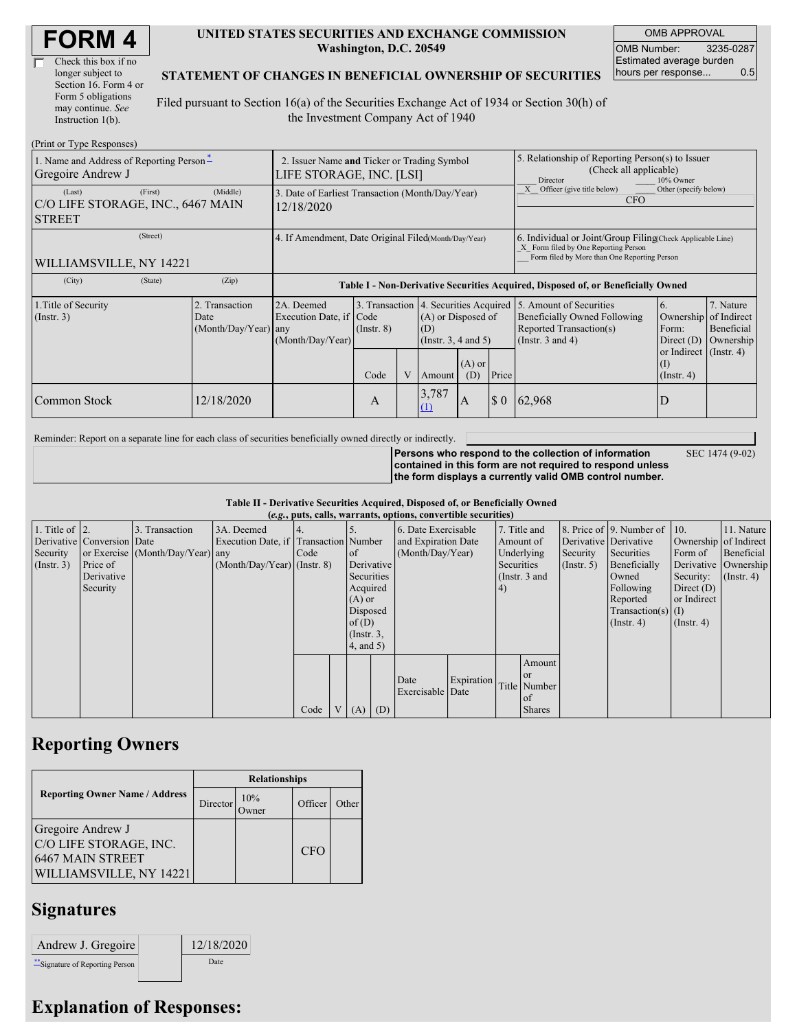# FORM 4

☐ Check this box if no longer subject to Section 16. Form 4 or Form 5 obligations may continue. *See* Instruction 1(b).

**UNITED STATES SECURITIES AND EXCHANGE COMMISSION**
**Washington, D.C. 20549**

**STATEMENT OF CHANGES IN BENEFICIAL OWNERSHIP OF SECURITIES**

Filed pursuant to Section 16(a) of the Securities Exchange Act of 1934 or Section 30(h) of the Investment Company Act of 1940

| OMB APPROVAL | |
|---|---|
| OMB Number: | 3235-0287 |
| Estimated average burden hours per response... | 0.5 |

(Print or Type Responses)

| 1. Name and Address of Reporting Person* | 2. Issuer Name and Ticker or Trading Symbol | 5. Relationship of Reporting Person(s) to Issuer (Check all applicable) |
|---|---|---|
| Gregoire Andrew J | LIFE STORAGE, INC. [LSI] | ___ Director ___ 10% Owner<br>_X_ Officer (give title below) ___ Other (specify below)<br>CFO |
| (Last) (First) (Middle)<br>C/O LIFE STORAGE, INC., 6467 MAIN STREET | 3. Date of Earliest Transaction (Month/Day/Year)<br>12/18/2020 | |
| (Street)<br>WILLIAMSVILLE, NY 14221 | 4. If Amendment, Date Original Filed (Month/Day/Year) | 6. Individual or Joint/Group Filing (Check Applicable Line)<br>_X_ Form filed by One Reporting Person<br>___ Form filed by More than One Reporting Person |
| (City) (State) (Zip) | | |

**Table I - Non-Derivative Securities Acquired, Disposed of, or Beneficially Owned**

| 1.Title of Security (Instr. 3) | 2. Transaction Date (Month/Day/Year) | 2A. Deemed Execution Date, if any (Month/Day/Year) | 3. Transaction Code (Instr. 8) | | 4. Securities Acquired (A) or Disposed of (D) (Instr. 3, 4 and 5) | | | 5. Amount of Securities Beneficially Owned Following Reported Transaction(s) (Instr. 3 and 4) | 6. Ownership Form: Direct (D) or Indirect (I) (Instr. 4) | 7. Nature of Indirect Beneficial Ownership (Instr. 4) |
|---|---|---|---|---|---|---|---|---|---|---|
| | | | Code | V | Amount | (A) or (D) | Price | | | |
| Common Stock | 12/18/2020 | | A | | 3,787 (1) | A | $ 0 | 62,968 | D | |

Reminder: Report on a separate line for each class of securities beneficially owned directly or indirectly.

**Persons who respond to the collection of information contained in this form are not required to respond unless the form displays a currently valid OMB control number.** SEC 1474 (9-02)

**Table II - Derivative Securities Acquired, Disposed of, or Beneficially Owned**
**(*e.g.*, puts, calls, warrants, options, convertible securities)**

| 1. Title of Derivative Security (Instr. 3) | 2. Conversion or Exercise Price of Derivative Security | 3. Transaction Date (Month/Day/Year) | 3A. Deemed Execution Date, if any (Month/Day/Year) | 4. Transaction Code (Instr. 8) | | 5. Number of Derivative Securities Acquired (A) or Disposed of (D) (Instr. 3, 4, and 5) | | 6. Date Exercisable and Expiration Date (Month/Day/Year) | | 7. Title and Amount of Underlying Securities (Instr. 3 and 4) | | 8. Price of Derivative Security (Instr. 5) | 9. Number of Derivative Securities Beneficially Owned Following Reported Transaction(s) (Instr. 4) | 10. Ownership Form of Derivative Security: Direct (D) or Indirect (I) (Instr. 4) | 11. Nature of Indirect Beneficial Ownership (Instr. 4) |
|---|---|---|---|---|---|---|---|---|---|---|---|---|---|---|---|
| | | | | Code | V | (A) | (D) | Date Exercisable | Expiration Date | Title | Amount or Number of Shares | | | | |

## Reporting Owners

| Reporting Owner Name / Address | Relationships | | | |
|---|---|---|---|---|
| | Director | 10% Owner | Officer | Other |
| Gregoire Andrew J<br>C/O LIFE STORAGE, INC.<br>6467 MAIN STREET<br>WILLIAMSVILLE, NY 14221 | | | CFO | |

## Signatures

| Andrew J. Gregoire | | 12/18/2020 |
|---|---|---|
| **Signature of Reporting Person | | Date |

## Explanation of Responses: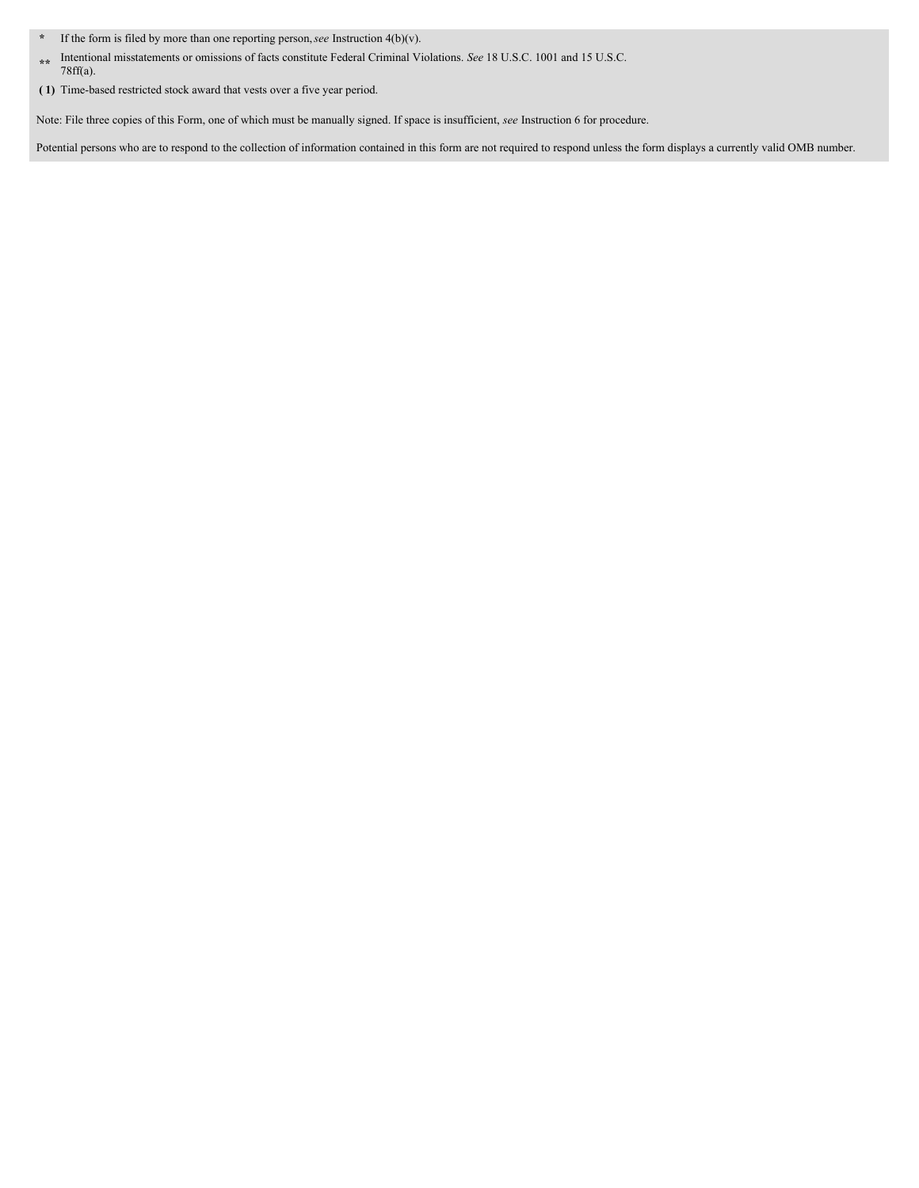\* If the form is filed by more than one reporting person, *see* Instruction 4(b)(v).

\*\* Intentional misstatements or omissions of facts constitute Federal Criminal Violations. *See* 18 U.S.C. 1001 and 15 U.S.C. 78ff(a).

**( 1)** Time-based restricted stock award that vests over a five year period.

Note: File three copies of this Form, one of which must be manually signed. If space is insufficient, *see* Instruction 6 for procedure.

Potential persons who are to respond to the collection of information contained in this form are not required to respond unless the form displays a currently valid OMB number.